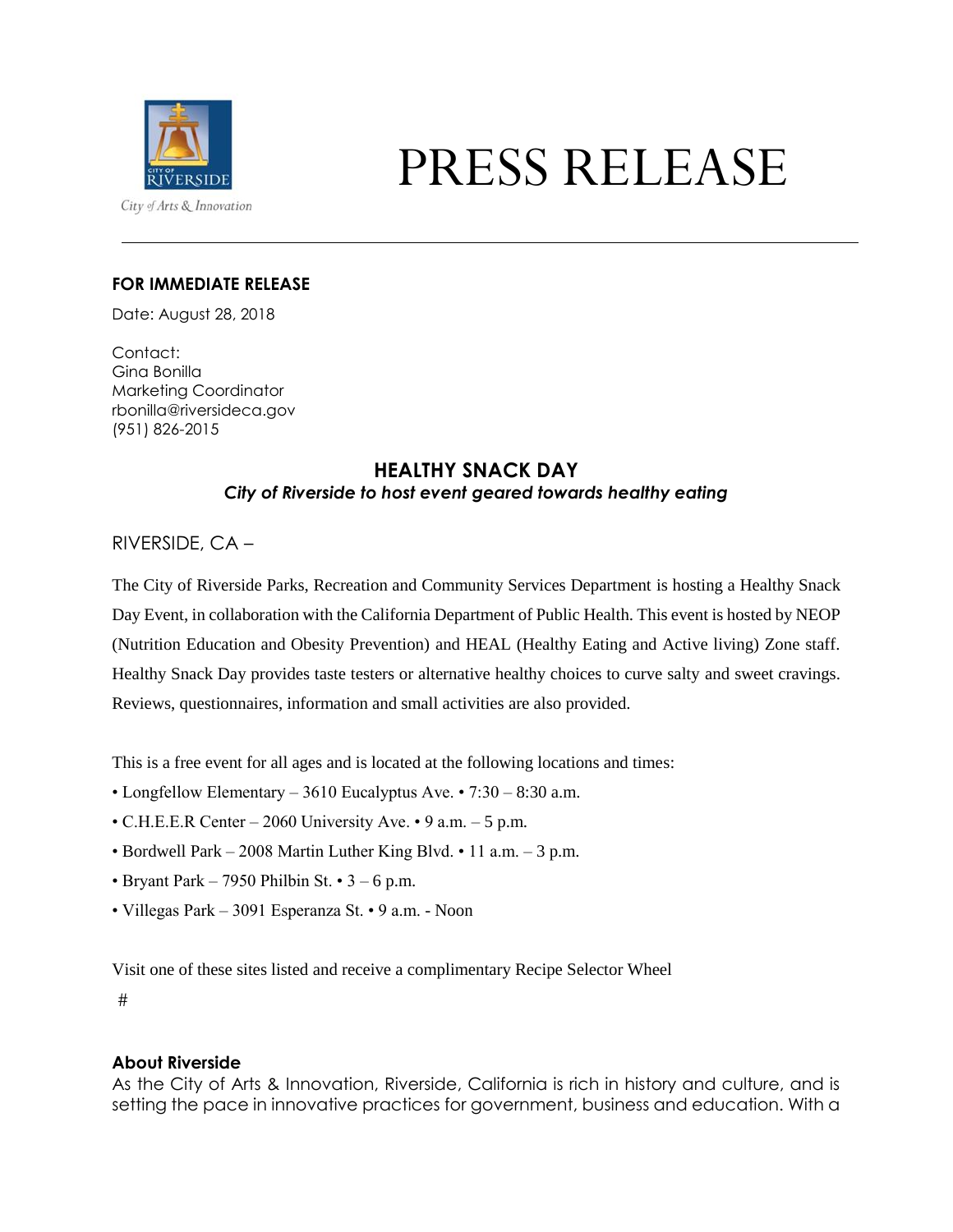City of Arts & Innovation

# PRESS RELEASE

**FOR IMMEDIATE RELEASE**

Date: August 28, 2018

Contact:
Gina Bonilla
Marketing Coordinator
rbonilla@riversideca.gov
(951) 826-2015

## HEALTHY SNACK DAY

***City of Riverside to host event geared towards healthy eating***

RIVERSIDE, CA –

The City of Riverside Parks, Recreation and Community Services Department is hosting a Healthy Snack Day Event, in collaboration with the California Department of Public Health. This event is hosted by NEOP (Nutrition Education and Obesity Prevention) and HEAL (Healthy Eating and Active living) Zone staff. Healthy Snack Day provides taste testers or alternative healthy choices to curve salty and sweet cravings. Reviews, questionnaires, information and small activities are also provided.

This is a free event for all ages and is located at the following locations and times:

- Longfellow Elementary – 3610 Eucalyptus Ave. • 7:30 – 8:30 a.m.
- C.H.E.E.R Center – 2060 University Ave. • 9 a.m. – 5 p.m.
- Bordwell Park – 2008 Martin Luther King Blvd. • 11 a.m. – 3 p.m.
- Bryant Park – 7950 Philbin St. • 3 – 6 p.m.
- Villegas Park – 3091 Esperanza St. • 9 a.m. - Noon

Visit one of these sites listed and receive a complimentary Recipe Selector Wheel

#

**About Riverside**

As the City of Arts & Innovation, Riverside, California is rich in history and culture, and is setting the pace in innovative practices for government, business and education. With a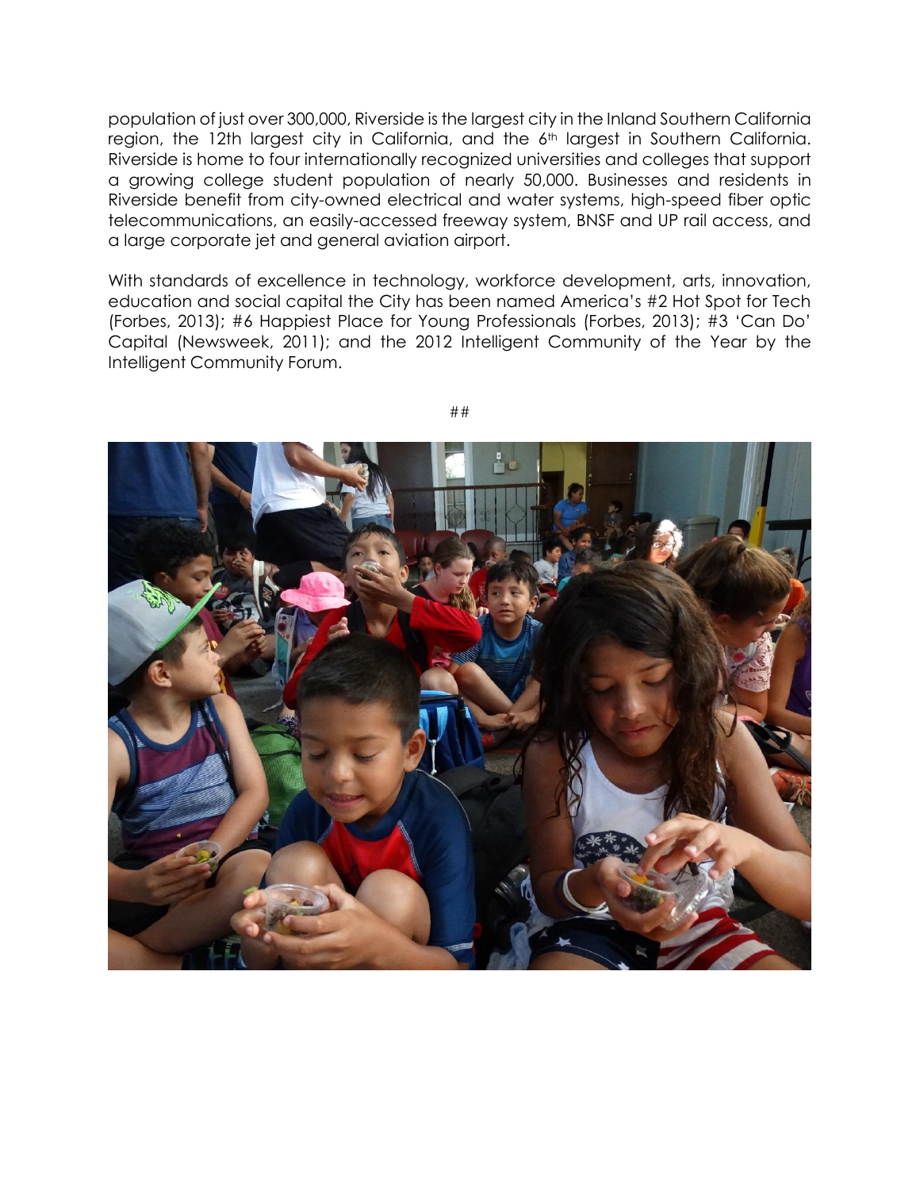population of just over 300,000, Riverside is the largest city in the Inland Southern California region, the 12th largest city in California, and the 6th largest in Southern California. Riverside is home to four internationally recognized universities and colleges that support a growing college student population of nearly 50,000. Businesses and residents in Riverside benefit from city-owned electrical and water systems, high-speed fiber optic telecommunications, an easily-accessed freeway system, BNSF and UP rail access, and a large corporate jet and general aviation airport.

With standards of excellence in technology, workforce development, arts, innovation, education and social capital the City has been named America's #2 Hot Spot for Tech (Forbes, 2013); #6 Happiest Place for Young Professionals (Forbes, 2013); #3 'Can Do' Capital (Newsweek, 2011); and the 2012 Intelligent Community of the Year by the Intelligent Community Forum.

##